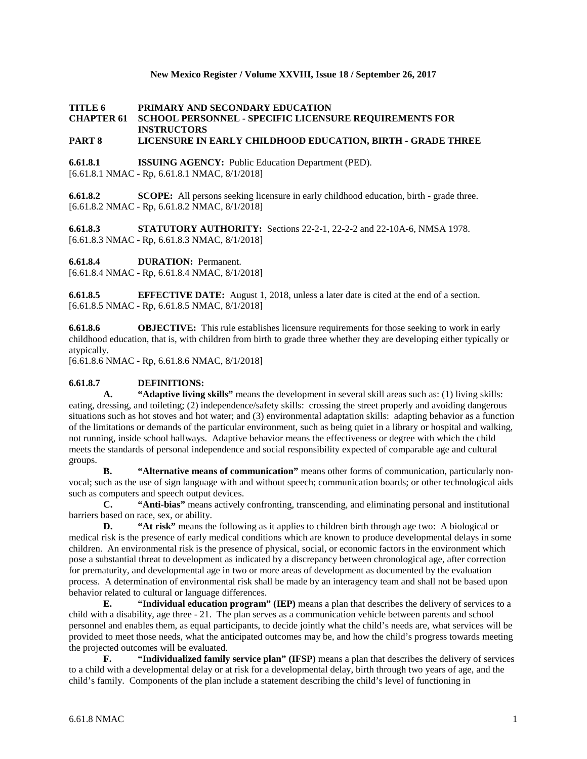**TITLE 6 PRIMARY AND SECONDARY EDUCATION**
**CHAPTER 61 SCHOOL PERSONNEL - SPECIFIC LICENSURE REQUIREMENTS FOR INSTRUCTORS**
**PART 8 LICENSURE IN EARLY CHILDHOOD EDUCATION, BIRTH - GRADE THREE**

**6.61.8.1 ISSUING AGENCY:** Public Education Department (PED).
[6.61.8.1 NMAC - Rp, 6.61.8.1 NMAC, 8/1/2018]

**6.61.8.2 SCOPE:** All persons seeking licensure in early childhood education, birth - grade three.
[6.61.8.2 NMAC - Rp, 6.61.8.2 NMAC, 8/1/2018]

**6.61.8.3 STATUTORY AUTHORITY:** Sections 22-2-1, 22-2-2 and 22-10A-6, NMSA 1978.
[6.61.8.3 NMAC - Rp, 6.61.8.3 NMAC, 8/1/2018]

**6.61.8.4 DURATION:** Permanent.
[6.61.8.4 NMAC - Rp, 6.61.8.4 NMAC, 8/1/2018]

**6.61.8.5 EFFECTIVE DATE:** August 1, 2018, unless a later date is cited at the end of a section.
[6.61.8.5 NMAC - Rp, 6.61.8.5 NMAC, 8/1/2018]

**6.61.8.6 OBJECTIVE:** This rule establishes licensure requirements for those seeking to work in early childhood education, that is, with children from birth to grade three whether they are developing either typically or atypically.
[6.61.8.6 NMAC - Rp, 6.61.8.6 NMAC, 8/1/2018]

**6.61.8.7 DEFINITIONS:**

**A. "Adaptive living skills"** means the development in several skill areas such as: (1) living skills: eating, dressing, and toileting; (2) independence/safety skills: crossing the street properly and avoiding dangerous situations such as hot stoves and hot water; and (3) environmental adaptation skills: adapting behavior as a function of the limitations or demands of the particular environment, such as being quiet in a library or hospital and walking, not running, inside school hallways. Adaptive behavior means the effectiveness or degree with which the child meets the standards of personal independence and social responsibility expected of comparable age and cultural groups.

**B. "Alternative means of communication"** means other forms of communication, particularly non-vocal; such as the use of sign language with and without speech; communication boards; or other technological aids such as computers and speech output devices.

**C. "Anti-bias"** means actively confronting, transcending, and eliminating personal and institutional barriers based on race, sex, or ability.

**D. "At risk"** means the following as it applies to children birth through age two: A biological or medical risk is the presence of early medical conditions which are known to produce developmental delays in some children. An environmental risk is the presence of physical, social, or economic factors in the environment which pose a substantial threat to development as indicated by a discrepancy between chronological age, after correction for prematurity, and developmental age in two or more areas of development as documented by the evaluation process. A determination of environmental risk shall be made by an interagency team and shall not be based upon behavior related to cultural or language differences.

**E. "Individual education program" (IEP)** means a plan that describes the delivery of services to a child with a disability, age three - 21. The plan serves as a communication vehicle between parents and school personnel and enables them, as equal participants, to decide jointly what the child's needs are, what services will be provided to meet those needs, what the anticipated outcomes may be, and how the child's progress towards meeting the projected outcomes will be evaluated.

**F. "Individualized family service plan" (IFSP)** means a plan that describes the delivery of services to a child with a developmental delay or at risk for a developmental delay, birth through two years of age, and the child's family. Components of the plan include a statement describing the child's level of functioning in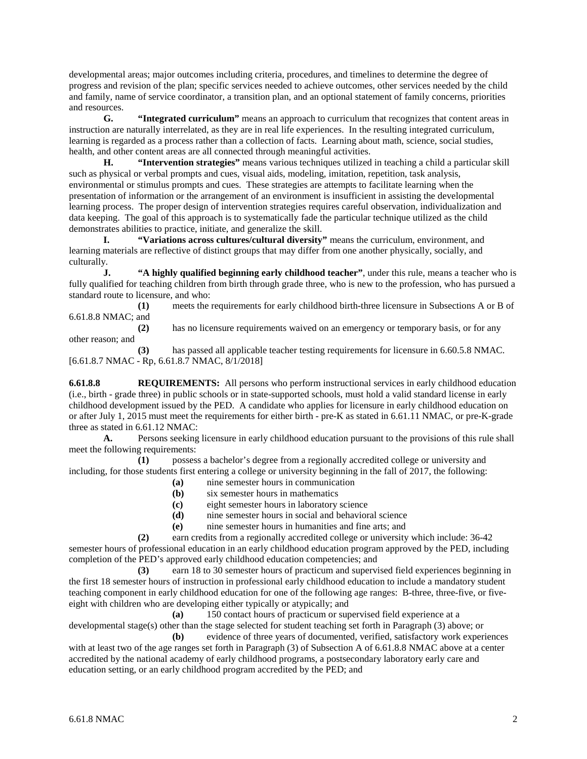developmental areas; major outcomes including criteria, procedures, and timelines to determine the degree of progress and revision of the plan; specific services needed to achieve outcomes, other services needed by the child and family, name of service coordinator, a transition plan, and an optional statement of family concerns, priorities and resources.

**G. "Integrated curriculum"** means an approach to curriculum that recognizes that content areas in instruction are naturally interrelated, as they are in real life experiences. In the resulting integrated curriculum, learning is regarded as a process rather than a collection of facts. Learning about math, science, social studies, health, and other content areas are all connected through meaningful activities.

**H. "Intervention strategies"** means various techniques utilized in teaching a child a particular skill such as physical or verbal prompts and cues, visual aids, modeling, imitation, repetition, task analysis, environmental or stimulus prompts and cues. These strategies are attempts to facilitate learning when the presentation of information or the arrangement of an environment is insufficient in assisting the developmental learning process. The proper design of intervention strategies requires careful observation, individualization and data keeping. The goal of this approach is to systematically fade the particular technique utilized as the child demonstrates abilities to practice, initiate, and generalize the skill.

**I. "Variations across cultures/cultural diversity"** means the curriculum, environment, and learning materials are reflective of distinct groups that may differ from one another physically, socially, and culturally.

**J. "A highly qualified beginning early childhood teacher"**, under this rule, means a teacher who is fully qualified for teaching children from birth through grade three, who is new to the profession, who has pursued a standard route to licensure, and who:

**(1)** meets the requirements for early childhood birth-three licensure in Subsections A or B of 6.61.8.8 NMAC; and

**(2)** has no licensure requirements waived on an emergency or temporary basis, or for any other reason; and

**(3)** has passed all applicable teacher testing requirements for licensure in 6.60.5.8 NMAC.

[6.61.8.7 NMAC - Rp, 6.61.8.7 NMAC, 8/1/2018]

**6.61.8.8 REQUIREMENTS:** All persons who perform instructional services in early childhood education (i.e., birth - grade three) in public schools or in state-supported schools, must hold a valid standard license in early childhood development issued by the PED. A candidate who applies for licensure in early childhood education on or after July 1, 2015 must meet the requirements for either birth - pre-K as stated in 6.61.11 NMAC, or pre-K-grade three as stated in 6.61.12 NMAC:

**A.** Persons seeking licensure in early childhood education pursuant to the provisions of this rule shall meet the following requirements:

**(1)** possess a bachelor's degree from a regionally accredited college or university and including, for those students first entering a college or university beginning in the fall of 2017, the following:

**(a)** nine semester hours in communication

**(b)** six semester hours in mathematics

**(c)** eight semester hours in laboratory science

**(d)** nine semester hours in social and behavioral science

**(e)** nine semester hours in humanities and fine arts; and

**(2)** earn credits from a regionally accredited college or university which include: 36-42 semester hours of professional education in an early childhood education program approved by the PED, including completion of the PED's approved early childhood education competencies; and

**(3)** earn 18 to 30 semester hours of practicum and supervised field experiences beginning in the first 18 semester hours of instruction in professional early childhood education to include a mandatory student teaching component in early childhood education for one of the following age ranges: B-three, three-five, or five-eight with children who are developing either typically or atypically; and

**(a)** 150 contact hours of practicum or supervised field experience at a developmental stage(s) other than the stage selected for student teaching set forth in Paragraph (3) above; or

**(b)** evidence of three years of documented, verified, satisfactory work experiences with at least two of the age ranges set forth in Paragraph (3) of Subsection A of 6.61.8.8 NMAC above at a center accredited by the national academy of early childhood programs, a postsecondary laboratory early care and education setting, or an early childhood program accredited by the PED; and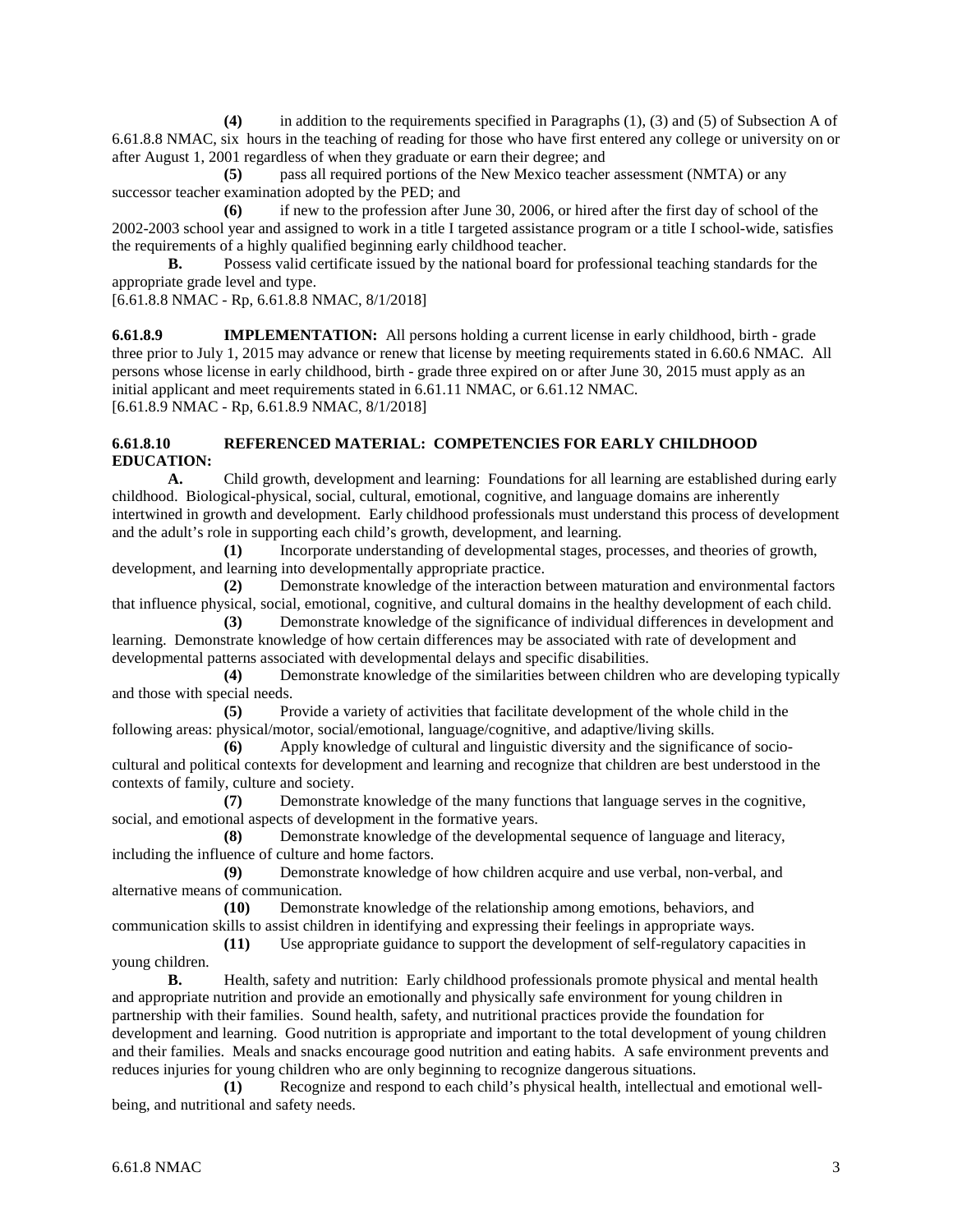**(4)** in addition to the requirements specified in Paragraphs (1), (3) and (5) of Subsection A of 6.61.8.8 NMAC, six hours in the teaching of reading for those who have first entered any college or university on or after August 1, 2001 regardless of when they graduate or earn their degree; and

**(5)** pass all required portions of the New Mexico teacher assessment (NMTA) or any successor teacher examination adopted by the PED; and

**(6)** if new to the profession after June 30, 2006, or hired after the first day of school of the 2002-2003 school year and assigned to work in a title I targeted assistance program or a title I school-wide, satisfies the requirements of a highly qualified beginning early childhood teacher.

**B.** Possess valid certificate issued by the national board for professional teaching standards for the appropriate grade level and type.

[6.61.8.8 NMAC - Rp, 6.61.8.8 NMAC, 8/1/2018]

**6.61.8.9 IMPLEMENTATION:** All persons holding a current license in early childhood, birth - grade three prior to July 1, 2015 may advance or renew that license by meeting requirements stated in 6.60.6 NMAC. All persons whose license in early childhood, birth - grade three expired on or after June 30, 2015 must apply as an initial applicant and meet requirements stated in 6.61.11 NMAC, or 6.61.12 NMAC.

[6.61.8.9 NMAC - Rp, 6.61.8.9 NMAC, 8/1/2018]

**6.61.8.10 REFERENCED MATERIAL: COMPETENCIES FOR EARLY CHILDHOOD EDUCATION:**

**A.** Child growth, development and learning: Foundations for all learning are established during early childhood. Biological-physical, social, cultural, emotional, cognitive, and language domains are inherently intertwined in growth and development. Early childhood professionals must understand this process of development and the adult's role in supporting each child's growth, development, and learning.

**(1)** Incorporate understanding of developmental stages, processes, and theories of growth, development, and learning into developmentally appropriate practice.

**(2)** Demonstrate knowledge of the interaction between maturation and environmental factors that influence physical, social, emotional, cognitive, and cultural domains in the healthy development of each child.

**(3)** Demonstrate knowledge of the significance of individual differences in development and learning. Demonstrate knowledge of how certain differences may be associated with rate of development and developmental patterns associated with developmental delays and specific disabilities.

**(4)** Demonstrate knowledge of the similarities between children who are developing typically and those with special needs.

**(5)** Provide a variety of activities that facilitate development of the whole child in the following areas: physical/motor, social/emotional, language/cognitive, and adaptive/living skills.

**(6)** Apply knowledge of cultural and linguistic diversity and the significance of socio-cultural and political contexts for development and learning and recognize that children are best understood in the contexts of family, culture and society.

**(7)** Demonstrate knowledge of the many functions that language serves in the cognitive, social, and emotional aspects of development in the formative years.

**(8)** Demonstrate knowledge of the developmental sequence of language and literacy, including the influence of culture and home factors.

**(9)** Demonstrate knowledge of how children acquire and use verbal, non-verbal, and alternative means of communication.

**(10)** Demonstrate knowledge of the relationship among emotions, behaviors, and communication skills to assist children in identifying and expressing their feelings in appropriate ways.

**(11)** Use appropriate guidance to support the development of self-regulatory capacities in young children.

**B.** Health, safety and nutrition: Early childhood professionals promote physical and mental health and appropriate nutrition and provide an emotionally and physically safe environment for young children in partnership with their families. Sound health, safety, and nutritional practices provide the foundation for development and learning. Good nutrition is appropriate and important to the total development of young children and their families. Meals and snacks encourage good nutrition and eating habits. A safe environment prevents and reduces injuries for young children who are only beginning to recognize dangerous situations.

**(1)** Recognize and respond to each child's physical health, intellectual and emotional well-being, and nutritional and safety needs.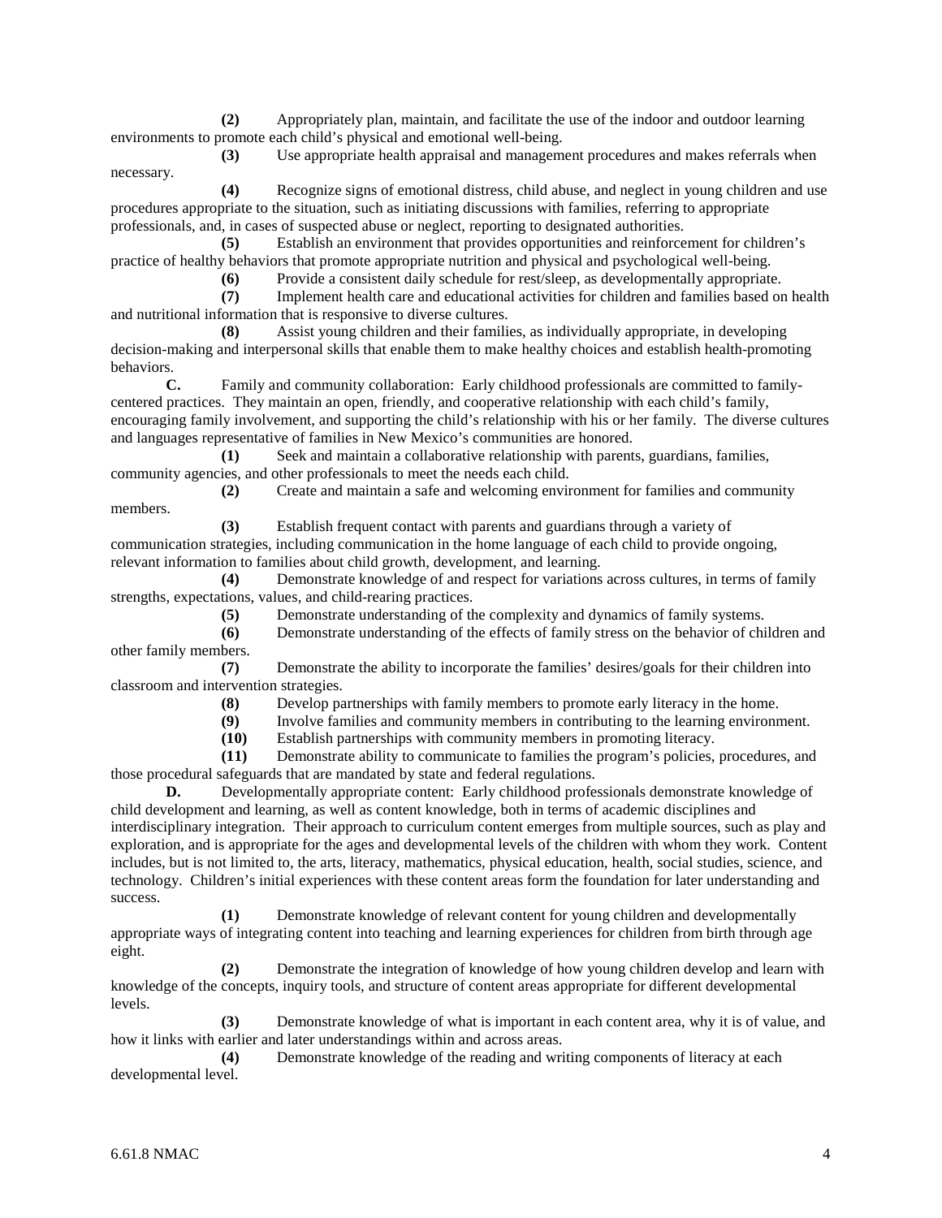**(2)** Appropriately plan, maintain, and facilitate the use of the indoor and outdoor learning environments to promote each child's physical and emotional well-being.

**(3)** Use appropriate health appraisal and management procedures and makes referrals when necessary.

**(4)** Recognize signs of emotional distress, child abuse, and neglect in young children and use procedures appropriate to the situation, such as initiating discussions with families, referring to appropriate professionals, and, in cases of suspected abuse or neglect, reporting to designated authorities.

**(5)** Establish an environment that provides opportunities and reinforcement for children's practice of healthy behaviors that promote appropriate nutrition and physical and psychological well-being.

**(6)** Provide a consistent daily schedule for rest/sleep, as developmentally appropriate.

**(7)** Implement health care and educational activities for children and families based on health and nutritional information that is responsive to diverse cultures.

**(8)** Assist young children and their families, as individually appropriate, in developing decision-making and interpersonal skills that enable them to make healthy choices and establish health-promoting behaviors.

**C.** Family and community collaboration: Early childhood professionals are committed to family-centered practices. They maintain an open, friendly, and cooperative relationship with each child's family, encouraging family involvement, and supporting the child's relationship with his or her family. The diverse cultures and languages representative of families in New Mexico's communities are honored.

**(1)** Seek and maintain a collaborative relationship with parents, guardians, families, community agencies, and other professionals to meet the needs each child.

**(2)** Create and maintain a safe and welcoming environment for families and community members.

**(3)** Establish frequent contact with parents and guardians through a variety of communication strategies, including communication in the home language of each child to provide ongoing, relevant information to families about child growth, development, and learning.

**(4)** Demonstrate knowledge of and respect for variations across cultures, in terms of family strengths, expectations, values, and child-rearing practices.

**(5)** Demonstrate understanding of the complexity and dynamics of family systems.

**(6)** Demonstrate understanding of the effects of family stress on the behavior of children and other family members.

**(7)** Demonstrate the ability to incorporate the families' desires/goals for their children into classroom and intervention strategies.

**(8)** Develop partnerships with family members to promote early literacy in the home.

**(9)** Involve families and community members in contributing to the learning environment.

**(10)** Establish partnerships with community members in promoting literacy.

**(11)** Demonstrate ability to communicate to families the program's policies, procedures, and those procedural safeguards that are mandated by state and federal regulations.

**D.** Developmentally appropriate content: Early childhood professionals demonstrate knowledge of child development and learning, as well as content knowledge, both in terms of academic disciplines and interdisciplinary integration. Their approach to curriculum content emerges from multiple sources, such as play and exploration, and is appropriate for the ages and developmental levels of the children with whom they work. Content includes, but is not limited to, the arts, literacy, mathematics, physical education, health, social studies, science, and technology. Children's initial experiences with these content areas form the foundation for later understanding and success.

**(1)** Demonstrate knowledge of relevant content for young children and developmentally appropriate ways of integrating content into teaching and learning experiences for children from birth through age eight.

**(2)** Demonstrate the integration of knowledge of how young children develop and learn with knowledge of the concepts, inquiry tools, and structure of content areas appropriate for different developmental levels.

**(3)** Demonstrate knowledge of what is important in each content area, why it is of value, and how it links with earlier and later understandings within and across areas.

**(4)** Demonstrate knowledge of the reading and writing components of literacy at each developmental level.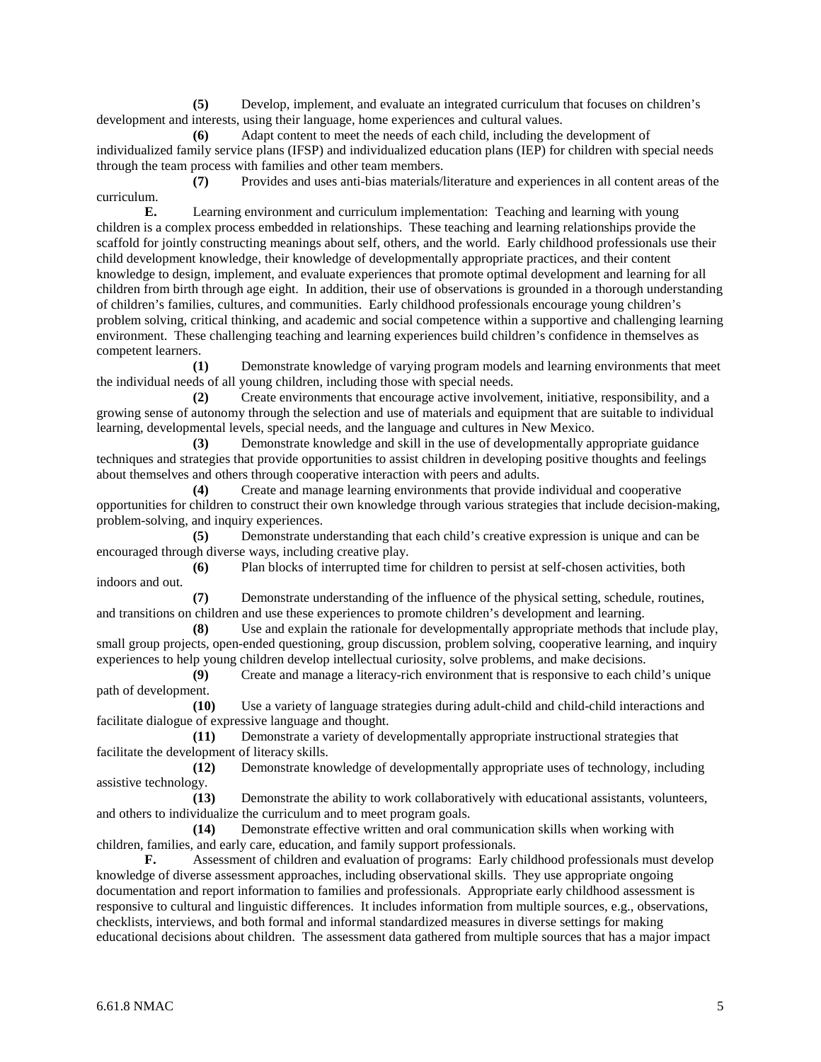**(5)** Develop, implement, and evaluate an integrated curriculum that focuses on children's development and interests, using their language, home experiences and cultural values.

**(6)** Adapt content to meet the needs of each child, including the development of individualized family service plans (IFSP) and individualized education plans (IEP) for children with special needs through the team process with families and other team members.

**(7)** Provides and uses anti-bias materials/literature and experiences in all content areas of the curriculum.

**E.** Learning environment and curriculum implementation: Teaching and learning with young children is a complex process embedded in relationships. These teaching and learning relationships provide the scaffold for jointly constructing meanings about self, others, and the world. Early childhood professionals use their child development knowledge, their knowledge of developmentally appropriate practices, and their content knowledge to design, implement, and evaluate experiences that promote optimal development and learning for all children from birth through age eight. In addition, their use of observations is grounded in a thorough understanding of children's families, cultures, and communities. Early childhood professionals encourage young children's problem solving, critical thinking, and academic and social competence within a supportive and challenging learning environment. These challenging teaching and learning experiences build children's confidence in themselves as competent learners.

**(1)** Demonstrate knowledge of varying program models and learning environments that meet the individual needs of all young children, including those with special needs.

**(2)** Create environments that encourage active involvement, initiative, responsibility, and a growing sense of autonomy through the selection and use of materials and equipment that are suitable to individual learning, developmental levels, special needs, and the language and cultures in New Mexico.

**(3)** Demonstrate knowledge and skill in the use of developmentally appropriate guidance techniques and strategies that provide opportunities to assist children in developing positive thoughts and feelings about themselves and others through cooperative interaction with peers and adults.

**(4)** Create and manage learning environments that provide individual and cooperative opportunities for children to construct their own knowledge through various strategies that include decision-making, problem-solving, and inquiry experiences.

**(5)** Demonstrate understanding that each child's creative expression is unique and can be encouraged through diverse ways, including creative play.

**(6)** Plan blocks of interrupted time for children to persist at self-chosen activities, both indoors and out.

**(7)** Demonstrate understanding of the influence of the physical setting, schedule, routines, and transitions on children and use these experiences to promote children's development and learning.

**(8)** Use and explain the rationale for developmentally appropriate methods that include play, small group projects, open-ended questioning, group discussion, problem solving, cooperative learning, and inquiry experiences to help young children develop intellectual curiosity, solve problems, and make decisions.

**(9)** Create and manage a literacy-rich environment that is responsive to each child's unique path of development.

**(10)** Use a variety of language strategies during adult-child and child-child interactions and facilitate dialogue of expressive language and thought.

**(11)** Demonstrate a variety of developmentally appropriate instructional strategies that facilitate the development of literacy skills.

**(12)** Demonstrate knowledge of developmentally appropriate uses of technology, including assistive technology.

**(13)** Demonstrate the ability to work collaboratively with educational assistants, volunteers, and others to individualize the curriculum and to meet program goals.

**(14)** Demonstrate effective written and oral communication skills when working with children, families, and early care, education, and family support professionals.

**F.** Assessment of children and evaluation of programs: Early childhood professionals must develop knowledge of diverse assessment approaches, including observational skills. They use appropriate ongoing documentation and report information to families and professionals. Appropriate early childhood assessment is responsive to cultural and linguistic differences. It includes information from multiple sources, e.g., observations, checklists, interviews, and both formal and informal standardized measures in diverse settings for making educational decisions about children. The assessment data gathered from multiple sources that has a major impact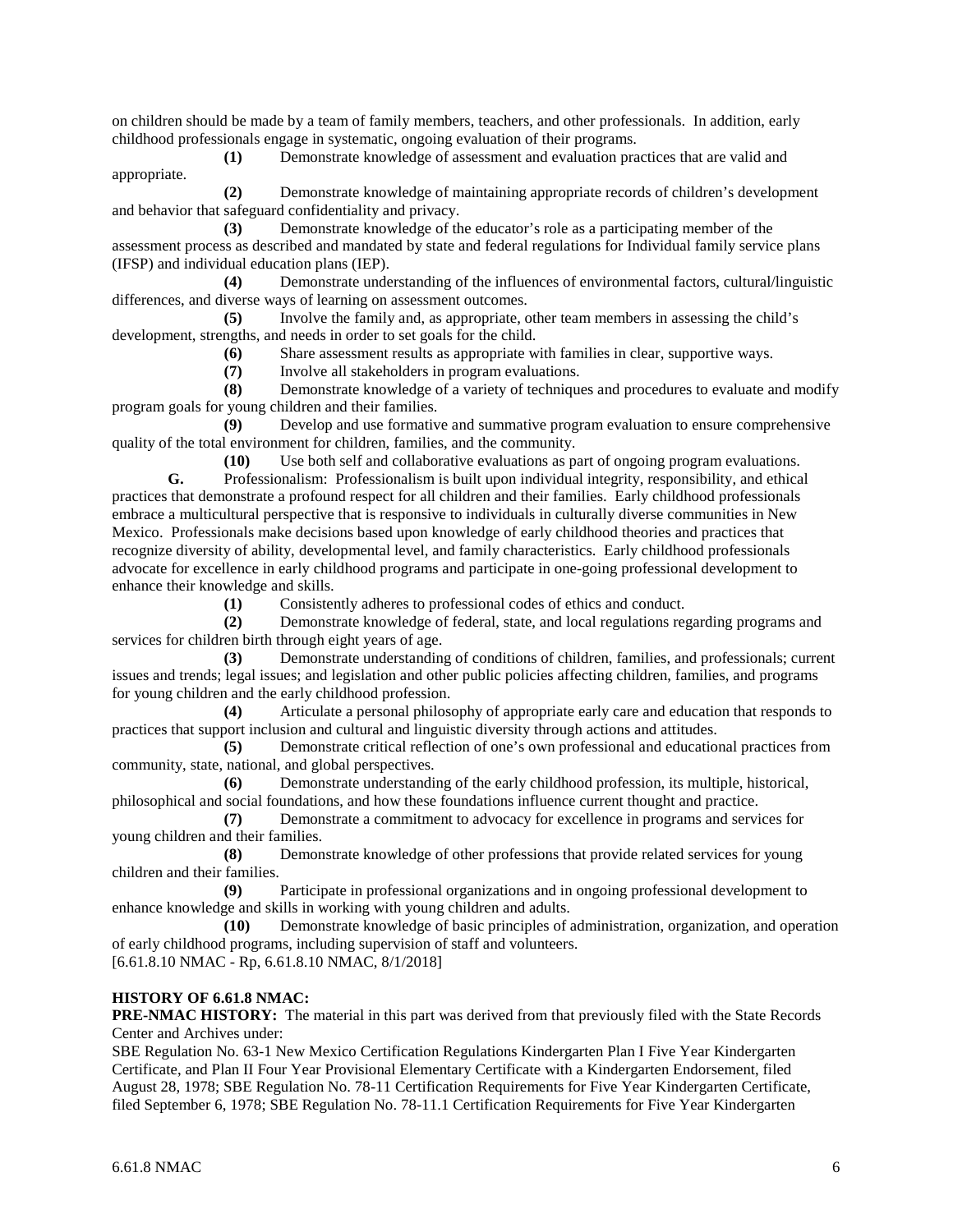on children should be made by a team of family members, teachers, and other professionals. In addition, early childhood professionals engage in systematic, ongoing evaluation of their programs.

**(1)** Demonstrate knowledge of assessment and evaluation practices that are valid and appropriate.

**(2)** Demonstrate knowledge of maintaining appropriate records of children's development and behavior that safeguard confidentiality and privacy.

**(3)** Demonstrate knowledge of the educator's role as a participating member of the assessment process as described and mandated by state and federal regulations for Individual family service plans (IFSP) and individual education plans (IEP).

**(4)** Demonstrate understanding of the influences of environmental factors, cultural/linguistic differences, and diverse ways of learning on assessment outcomes.

**(5)** Involve the family and, as appropriate, other team members in assessing the child's development, strengths, and needs in order to set goals for the child.

**(6)** Share assessment results as appropriate with families in clear, supportive ways.

**(7)** Involve all stakeholders in program evaluations.

**(8)** Demonstrate knowledge of a variety of techniques and procedures to evaluate and modify program goals for young children and their families.

**(9)** Develop and use formative and summative program evaluation to ensure comprehensive quality of the total environment for children, families, and the community.

**(10)** Use both self and collaborative evaluations as part of ongoing program evaluations.

**G.** Professionalism: Professionalism is built upon individual integrity, responsibility, and ethical practices that demonstrate a profound respect for all children and their families. Early childhood professionals embrace a multicultural perspective that is responsive to individuals in culturally diverse communities in New Mexico. Professionals make decisions based upon knowledge of early childhood theories and practices that recognize diversity of ability, developmental level, and family characteristics. Early childhood professionals advocate for excellence in early childhood programs and participate in one-going professional development to enhance their knowledge and skills.

**(1)** Consistently adheres to professional codes of ethics and conduct.

**(2)** Demonstrate knowledge of federal, state, and local regulations regarding programs and services for children birth through eight years of age.

**(3)** Demonstrate understanding of conditions of children, families, and professionals; current issues and trends; legal issues; and legislation and other public policies affecting children, families, and programs for young children and the early childhood profession.

**(4)** Articulate a personal philosophy of appropriate early care and education that responds to practices that support inclusion and cultural and linguistic diversity through actions and attitudes.

**(5)** Demonstrate critical reflection of one's own professional and educational practices from community, state, national, and global perspectives.

**(6)** Demonstrate understanding of the early childhood profession, its multiple, historical, philosophical and social foundations, and how these foundations influence current thought and practice.

**(7)** Demonstrate a commitment to advocacy for excellence in programs and services for young children and their families.

**(8)** Demonstrate knowledge of other professions that provide related services for young children and their families.

**(9)** Participate in professional organizations and in ongoing professional development to enhance knowledge and skills in working with young children and adults.

**(10)** Demonstrate knowledge of basic principles of administration, organization, and operation of early childhood programs, including supervision of staff and volunteers.

[6.61.8.10 NMAC - Rp, 6.61.8.10 NMAC, 8/1/2018]

**HISTORY OF 6.61.8 NMAC:**

**PRE-NMAC HISTORY:** The material in this part was derived from that previously filed with the State Records Center and Archives under:

SBE Regulation No. 63-1 New Mexico Certification Regulations Kindergarten Plan I Five Year Kindergarten Certificate, and Plan II Four Year Provisional Elementary Certificate with a Kindergarten Endorsement, filed August 28, 1978; SBE Regulation No. 78-11 Certification Requirements for Five Year Kindergarten Certificate, filed September 6, 1978; SBE Regulation No. 78-11.1 Certification Requirements for Five Year Kindergarten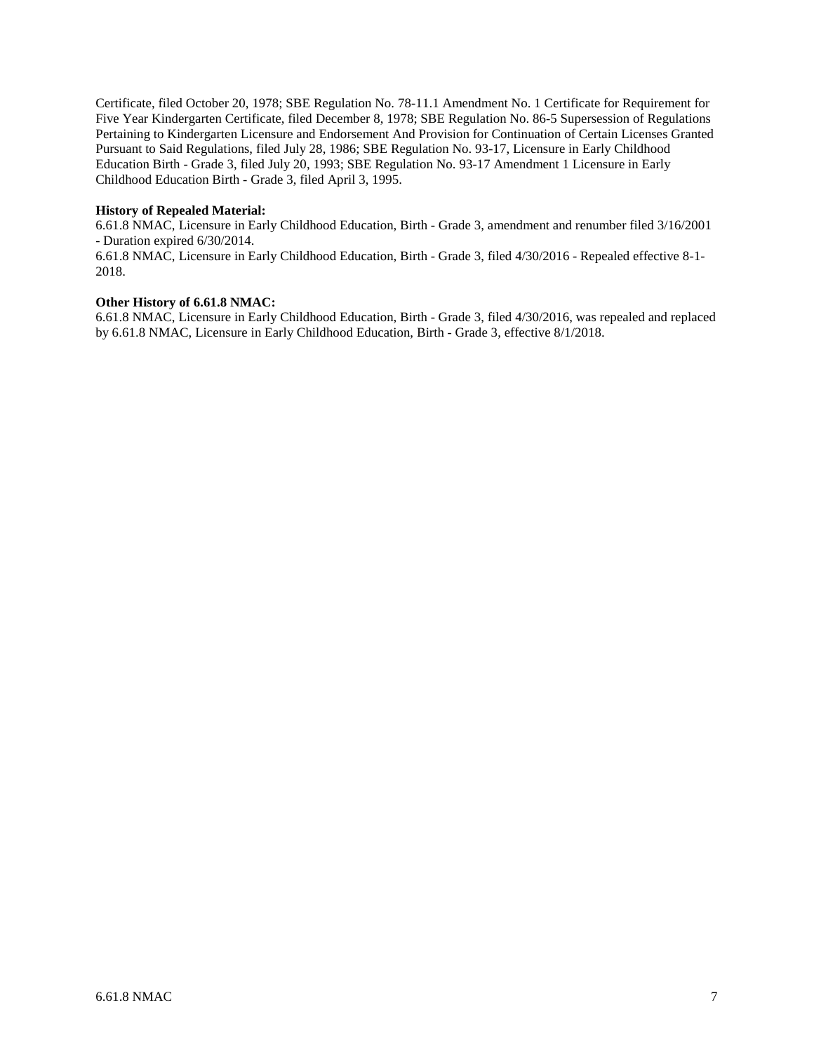Certificate, filed October 20, 1978; SBE Regulation No. 78-11.1 Amendment No. 1 Certificate for Requirement for Five Year Kindergarten Certificate, filed December 8, 1978; SBE Regulation No. 86-5 Supersession of Regulations Pertaining to Kindergarten Licensure and Endorsement And Provision for Continuation of Certain Licenses Granted Pursuant to Said Regulations, filed July 28, 1986; SBE Regulation No. 93-17, Licensure in Early Childhood Education Birth - Grade 3, filed July 20, 1993; SBE Regulation No. 93-17 Amendment 1 Licensure in Early Childhood Education Birth - Grade 3, filed April 3, 1995.

**History of Repealed Material:**

6.61.8 NMAC, Licensure in Early Childhood Education, Birth - Grade 3, amendment and renumber filed 3/16/2001 - Duration expired 6/30/2014.

6.61.8 NMAC, Licensure in Early Childhood Education, Birth - Grade 3, filed 4/30/2016 - Repealed effective 8-1-2018.

**Other History of 6.61.8 NMAC:**

6.61.8 NMAC, Licensure in Early Childhood Education, Birth - Grade 3, filed 4/30/2016, was repealed and replaced by 6.61.8 NMAC, Licensure in Early Childhood Education, Birth - Grade 3, effective 8/1/2018.